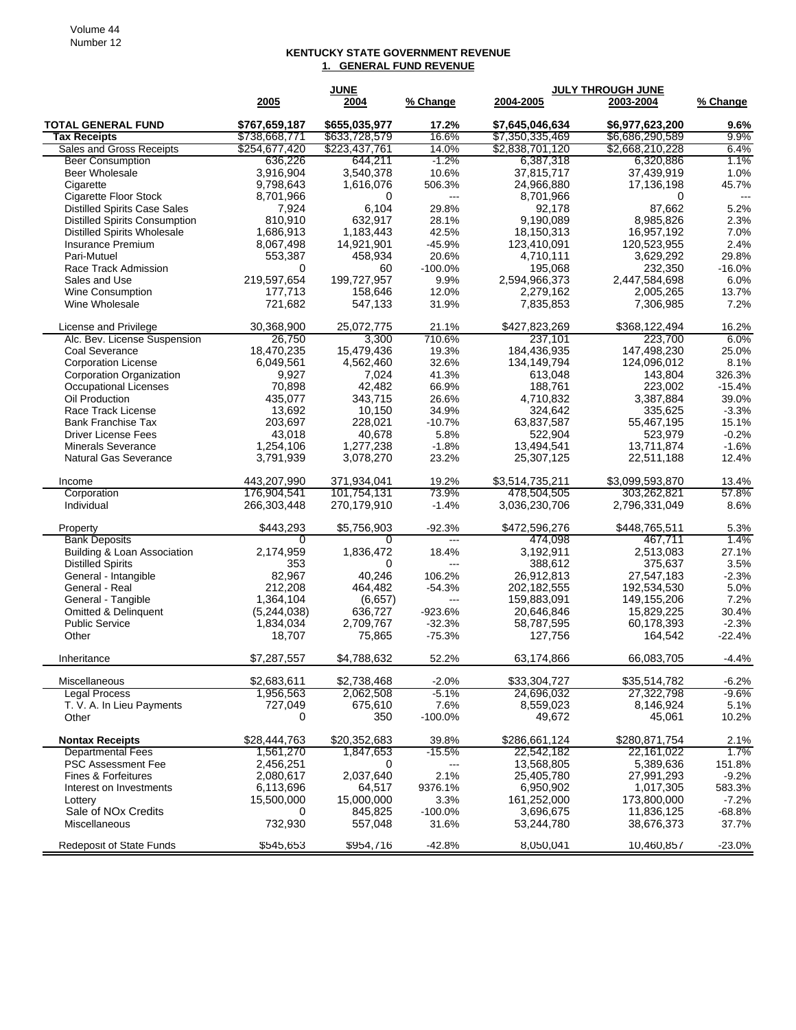# KENTUCKY STATE GOVERNMENT REVENUE

## 1. GENERAL FUND REVENUE

| | JUNE | | | JULY THROUGH JUNE | | |
|---|---|---|---|---|---|---|
| | 2005 | 2004 | % Change | 2004-2005 | 2003-2004 | % Change |
| **TOTAL GENERAL FUND** | **$767,659,187** | **$655,035,977** | **17.2%** | **$7,645,046,634** | **$6,977,623,200** | **9.6%** |
| **Tax Receipts** | $738,668,771 | $633,728,579 | 16.6% | $7,350,335,469 | $6,686,290,589 | 9.9% |
| Sales and Gross Receipts | $254,677,420 | $223,437,761 | 14.0% | $2,838,701,120 | $2,668,210,228 | 6.4% |
| Beer Consumption | 636,226 | 644,211 | -1.2% | 6,387,318 | 6,320,886 | 1.1% |
| Beer Wholesale | 3,916,904 | 3,540,378 | 10.6% | 37,815,717 | 37,439,919 | 1.0% |
| Cigarette | 9,798,643 | 1,616,076 | 506.3% | 24,966,880 | 17,136,198 | 45.7% |
| Cigarette Floor Stock | 8,701,966 | 0 | --- | 8,701,966 | 0 | --- |
| Distilled Spirits Case Sales | 7,924 | 6,104 | 29.8% | 92,178 | 87,662 | 5.2% |
| Distilled Spirits Consumption | 810,910 | 632,917 | 28.1% | 9,190,089 | 8,985,826 | 2.3% |
| Distilled Spirits Wholesale | 1,686,913 | 1,183,443 | 42.5% | 18,150,313 | 16,957,192 | 7.0% |
| Insurance Premium | 8,067,498 | 14,921,901 | -45.9% | 123,410,091 | 120,523,955 | 2.4% |
| Pari-Mutuel | 553,387 | 458,934 | 20.6% | 4,710,111 | 3,629,292 | 29.8% |
| Race Track Admission | 0 | 60 | -100.0% | 195,068 | 232,350 | -16.0% |
| Sales and Use | 219,597,654 | 199,727,957 | 9.9% | 2,594,966,373 | 2,447,584,698 | 6.0% |
| Wine Consumption | 177,713 | 158,646 | 12.0% | 2,279,162 | 2,005,265 | 13.7% |
| Wine Wholesale | 721,682 | 547,133 | 31.9% | 7,835,853 | 7,306,985 | 7.2% |
| License and Privilege | 30,368,900 | 25,072,775 | 21.1% | $427,823,269 | $368,122,494 | 16.2% |
| Alc. Bev. License Suspension | 26,750 | 3,300 | 710.6% | 237,101 | 223,700 | 6.0% |
| Coal Severance | 18,470,235 | 15,479,436 | 19.3% | 184,436,935 | 147,498,230 | 25.0% |
| Corporation License | 6,049,561 | 4,562,460 | 32.6% | 134,149,794 | 124,096,012 | 8.1% |
| Corporation Organization | 9,927 | 7,024 | 41.3% | 613,048 | 143,804 | 326.3% |
| Occupational Licenses | 70,898 | 42,482 | 66.9% | 188,761 | 223,002 | -15.4% |
| Oil Production | 435,077 | 343,715 | 26.6% | 4,710,832 | 3,387,884 | 39.0% |
| Race Track License | 13,692 | 10,150 | 34.9% | 324,642 | 335,625 | -3.3% |
| Bank Franchise Tax | 203,697 | 228,021 | -10.7% | 63,837,587 | 55,467,195 | 15.1% |
| Driver License Fees | 43,018 | 40,678 | 5.8% | 522,904 | 523,979 | -0.2% |
| Minerals Severance | 1,254,106 | 1,277,238 | -1.8% | 13,494,541 | 13,711,874 | -1.6% |
| Natural Gas Severance | 3,791,939 | 3,078,270 | 23.2% | 25,307,125 | 22,511,188 | 12.4% |
| Income | 443,207,990 | 371,934,041 | 19.2% | $3,514,735,211 | $3,099,593,870 | 13.4% |
| Corporation | 176,904,541 | 101,754,131 | 73.9% | 478,504,505 | 303,262,821 | 57.8% |
| Individual | 266,303,448 | 270,179,910 | -1.4% | 3,036,230,706 | 2,796,331,049 | 8.6% |
| Property | $443,293 | $5,756,903 | -92.3% | $472,596,276 | $448,765,511 | 5.3% |
| Bank Deposits | 0 | 0 | --- | 474,098 | 467,711 | 1.4% |
| Building & Loan Association | 2,174,959 | 1,836,472 | 18.4% | 3,192,911 | 2,513,083 | 27.1% |
| Distilled Spirits | 353 | 0 | --- | 388,612 | 375,637 | 3.5% |
| General - Intangible | 82,967 | 40,246 | 106.2% | 26,912,813 | 27,547,183 | -2.3% |
| General - Real | 212,208 | 464,482 | -54.3% | 202,182,555 | 192,534,530 | 5.0% |
| General - Tangible | 1,364,104 | (6,657) | --- | 159,883,091 | 149,155,206 | 7.2% |
| Omitted & Delinquent | (5,244,038) | 636,727 | -923.6% | 20,646,846 | 15,829,225 | 30.4% |
| Public Service | 1,834,034 | 2,709,767 | -32.3% | 58,787,595 | 60,178,393 | -2.3% |
| Other | 18,707 | 75,865 | -75.3% | 127,756 | 164,542 | -22.4% |
| Inheritance | $7,287,557 | $4,788,632 | 52.2% | 63,174,866 | 66,083,705 | -4.4% |
| Miscellaneous | $2,683,611 | $2,738,468 | -2.0% | $33,304,727 | $35,514,782 | -6.2% |
| Legal Process | 1,956,563 | 2,062,508 | -5.1% | 24,696,032 | 27,322,798 | -9.6% |
| T. V. A. In Lieu Payments | 727,049 | 675,610 | 7.6% | 8,559,023 | 8,146,924 | 5.1% |
| Other | 0 | 350 | -100.0% | 49,672 | 45,061 | 10.2% |
| **Nontax Receipts** | $28,444,763 | $20,352,683 | 39.8% | $286,661,124 | $280,871,754 | 2.1% |
| Departmental Fees | 1,561,270 | 1,847,653 | -15.5% | 22,542,182 | 22,161,022 | 1.7% |
| PSC Assessment Fee | 2,456,251 | 0 | --- | 13,568,805 | 5,389,636 | 151.8% |
| Fines & Forfeitures | 2,080,617 | 2,037,640 | 2.1% | 25,405,780 | 27,991,293 | -9.2% |
| Interest on Investments | 6,113,696 | 64,517 | 9376.1% | 6,950,902 | 1,017,305 | 583.3% |
| Lottery | 15,500,000 | 15,000,000 | 3.3% | 161,252,000 | 173,800,000 | -7.2% |
| Sale of NOx Credits | 0 | 845,825 | -100.0% | 3,696,675 | 11,836,125 | -68.8% |
| Miscellaneous | 732,930 | 557,048 | 31.6% | 53,244,780 | 38,676,373 | 37.7% |
| Redeposit of State Funds | $545,653 | $954,716 | -42.8% | 8,050,041 | 10,460,857 | -23.0% |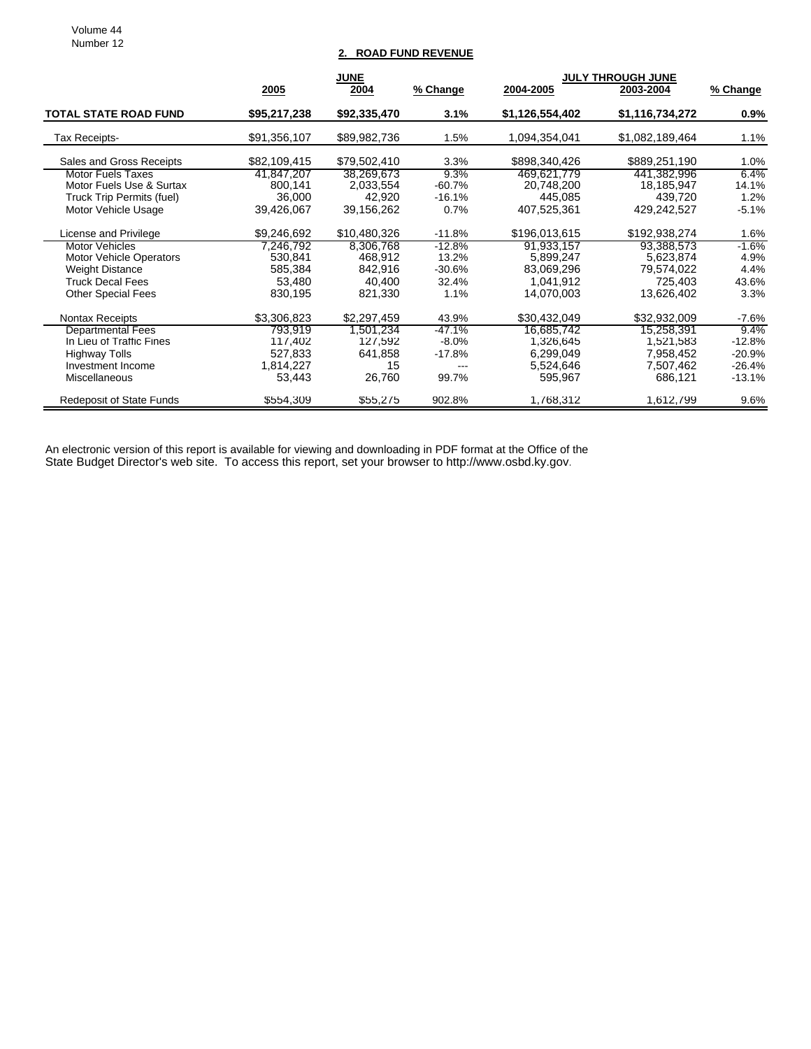## 2. ROAD FUND REVENUE

| | JUNE | | | JULY THROUGH JUNE | | |
|---|---|---|---|---|---|---|
| | 2005 | 2004 | % Change | 2004-2005 | 2003-2004 | % Change |
| **TOTAL STATE ROAD FUND** | **$95,217,238** | **$92,335,470** | **3.1%** | **$1,126,554,402** | **$1,116,734,272** | **0.9%** |
| Tax Receipts- | $91,356,107 | $89,982,736 | 1.5% | 1,094,354,041 | $1,082,189,464 | 1.1% |
| Sales and Gross Receipts | $82,109,415 | $79,502,410 | 3.3% | $898,340,426 | $889,251,190 | 1.0% |
| Motor Fuels Taxes | 41,847,207 | 38,269,673 | 9.3% | 469,621,779 | 441,382,996 | 6.4% |
| Motor Fuels Use & Surtax | 800,141 | 2,033,554 | -60.7% | 20,748,200 | 18,185,947 | 14.1% |
| Truck Trip Permits (fuel) | 36,000 | 42,920 | -16.1% | 445,085 | 439,720 | 1.2% |
| Motor Vehicle Usage | 39,426,067 | 39,156,262 | 0.7% | 407,525,361 | 429,242,527 | -5.1% |
| License and Privilege | $9,246,692 | $10,480,326 | -11.8% | $196,013,615 | $192,938,274 | 1.6% |
| Motor Vehicles | 7,246,792 | 8,306,768 | -12.8% | 91,933,157 | 93,388,573 | -1.6% |
| Motor Vehicle Operators | 530,841 | 468,912 | 13.2% | 5,899,247 | 5,623,874 | 4.9% |
| Weight Distance | 585,384 | 842,916 | -30.6% | 83,069,296 | 79,574,022 | 4.4% |
| Truck Decal Fees | 53,480 | 40,400 | 32.4% | 1,041,912 | 725,403 | 43.6% |
| Other Special Fees | 830,195 | 821,330 | 1.1% | 14,070,003 | 13,626,402 | 3.3% |
| Nontax Receipts | $3,306,823 | $2,297,459 | 43.9% | $30,432,049 | $32,932,009 | -7.6% |
| Departmental Fees | 793,919 | 1,501,234 | -47.1% | 16,685,742 | 15,258,391 | 9.4% |
| In Lieu of Traffic Fines | 117,402 | 127,592 | -8.0% | 1,326,645 | 1,521,583 | -12.8% |
| Highway Tolls | 527,833 | 641,858 | -17.8% | 6,299,049 | 7,958,452 | -20.9% |
| Investment Income | 1,814,227 | 15 | --- | 5,524,646 | 7,507,462 | -26.4% |
| Miscellaneous | 53,443 | 26,760 | 99.7% | 595,967 | 686,121 | -13.1% |
| Redeposit of State Funds | $554,309 | $55,275 | 902.8% | 1,768,312 | 1,612,799 | 9.6% |

An electronic version of this report is available for viewing and downloading in PDF format at the Office of the State Budget Director's web site. To access this report, set your browser to http://www.osbd.ky.gov.